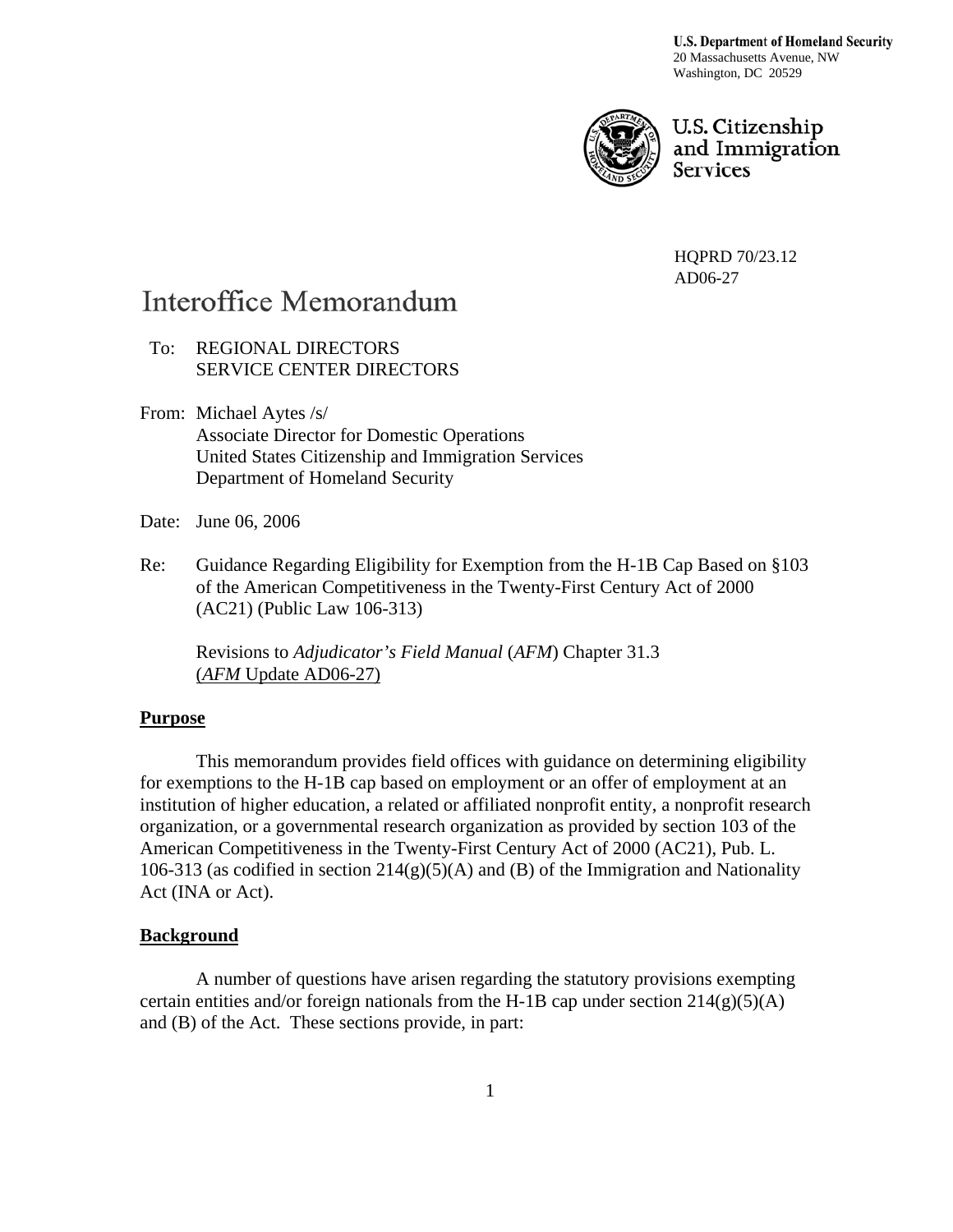**U.S. Department of Homeland Security**
20 Massachusetts Avenue, NW
Washington, DC 20529

U.S. Citizenship and Immigration Services

HQPRD 70/23.12
AD06-27

# Interoffice Memorandum

To: REGIONAL DIRECTORS
SERVICE CENTER DIRECTORS

From: Michael Aytes /s/
Associate Director for Domestic Operations
United States Citizenship and Immigration Services
Department of Homeland Security

Date: June 06, 2006

Re: Guidance Regarding Eligibility for Exemption from the H-1B Cap Based on §103 of the American Competitiveness in the Twenty-First Century Act of 2000 (AC21) (Public Law 106-313)

Revisions to *Adjudicator's Field Manual* (*AFM*) Chapter 31.3 (*AFM* Update AD06-27)

## Purpose

This memorandum provides field offices with guidance on determining eligibility for exemptions to the H-1B cap based on employment or an offer of employment at an institution of higher education, a related or affiliated nonprofit entity, a nonprofit research organization, or a governmental research organization as provided by section 103 of the American Competitiveness in the Twenty-First Century Act of 2000 (AC21), Pub. L. 106-313 (as codified in section 214(g)(5)(A) and (B) of the Immigration and Nationality Act (INA or Act).

## Background

A number of questions have arisen regarding the statutory provisions exempting certain entities and/or foreign nationals from the H-1B cap under section 214(g)(5)(A) and (B) of the Act. These sections provide, in part: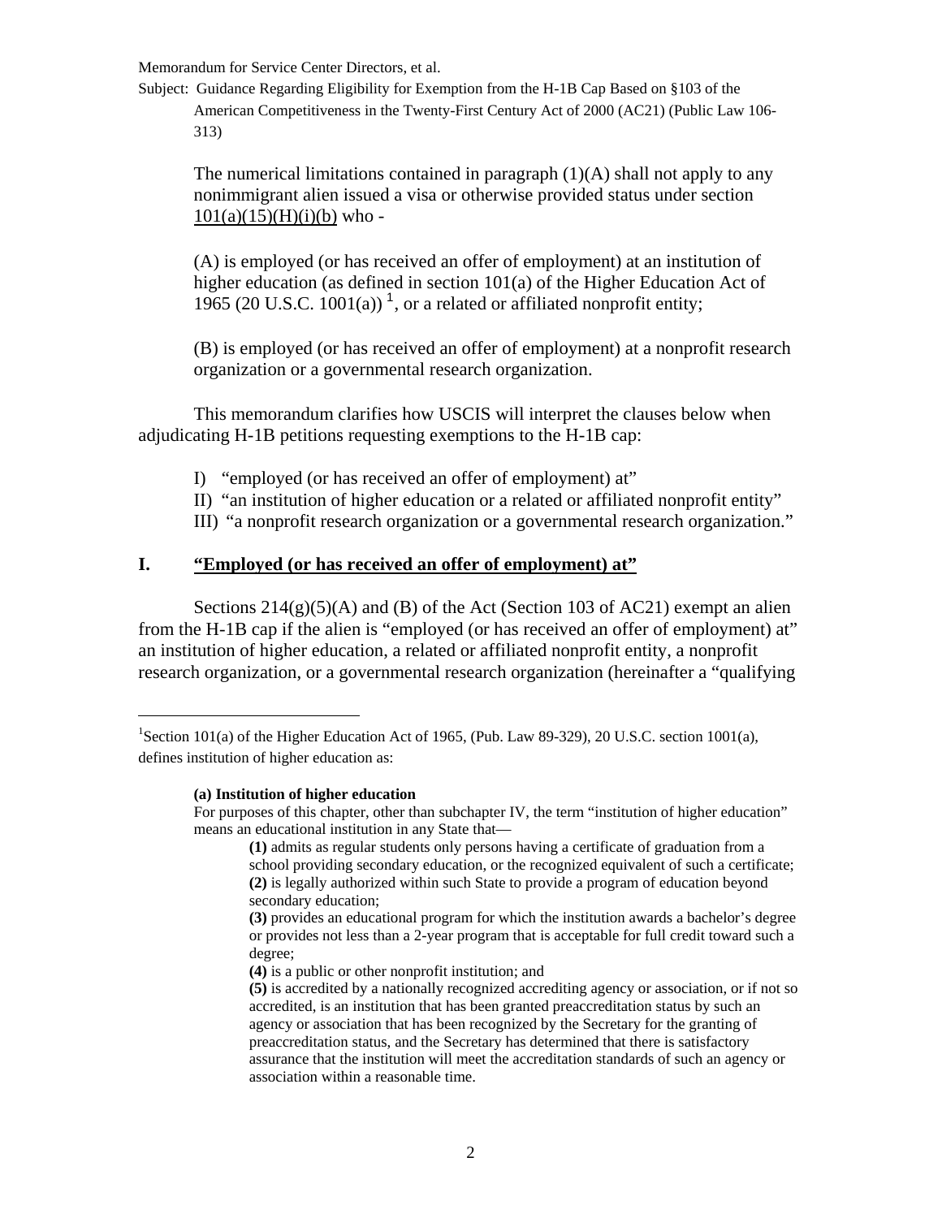The numerical limitations contained in paragraph (1)(A) shall not apply to any nonimmigrant alien issued a visa or otherwise provided status under section 101(a)(15)(H)(i)(b) who -

(A) is employed (or has received an offer of employment) at an institution of higher education (as defined in section 101(a) of the Higher Education Act of 1965 (20 U.S.C. 1001(a)) [1], or a related or affiliated nonprofit entity;

(B) is employed (or has received an offer of employment) at a nonprofit research organization or a governmental research organization.

This memorandum clarifies how USCIS will interpret the clauses below when adjudicating H-1B petitions requesting exemptions to the H-1B cap:

I) "employed (or has received an offer of employment) at"
II) "an institution of higher education or a related or affiliated nonprofit entity"
III) "a nonprofit research organization or a governmental research organization."

## I. "Employed (or has received an offer of employment) at"

Sections 214(g)(5)(A) and (B) of the Act (Section 103 of AC21) exempt an alien from the H-1B cap if the alien is "employed (or has received an offer of employment) at" an institution of higher education, a related or affiliated nonprofit entity, a nonprofit research organization, or a governmental research organization (hereinafter a "qualifying

---

[1] Section 101(a) of the Higher Education Act of 1965, (Pub. Law 89-329), 20 U.S.C. section 1001(a), defines institution of higher education as:

**(a) Institution of higher education**
For purposes of this chapter, other than subchapter IV, the term "institution of higher education" means an educational institution in any State that—

**(1)** admits as regular students only persons having a certificate of graduation from a school providing secondary education, or the recognized equivalent of such a certificate;
**(2)** is legally authorized within such State to provide a program of education beyond secondary education;
**(3)** provides an educational program for which the institution awards a bachelor's degree or provides not less than a 2-year program that is acceptable for full credit toward such a degree;
**(4)** is a public or other nonprofit institution; and
**(5)** is accredited by a nationally recognized accrediting agency or association, or if not so accredited, is an institution that has been granted preaccreditation status by such an agency or association that has been recognized by the Secretary for the granting of preaccreditation status, and the Secretary has determined that there is satisfactory assurance that the institution will meet the accreditation standards of such an agency or association within a reasonable time.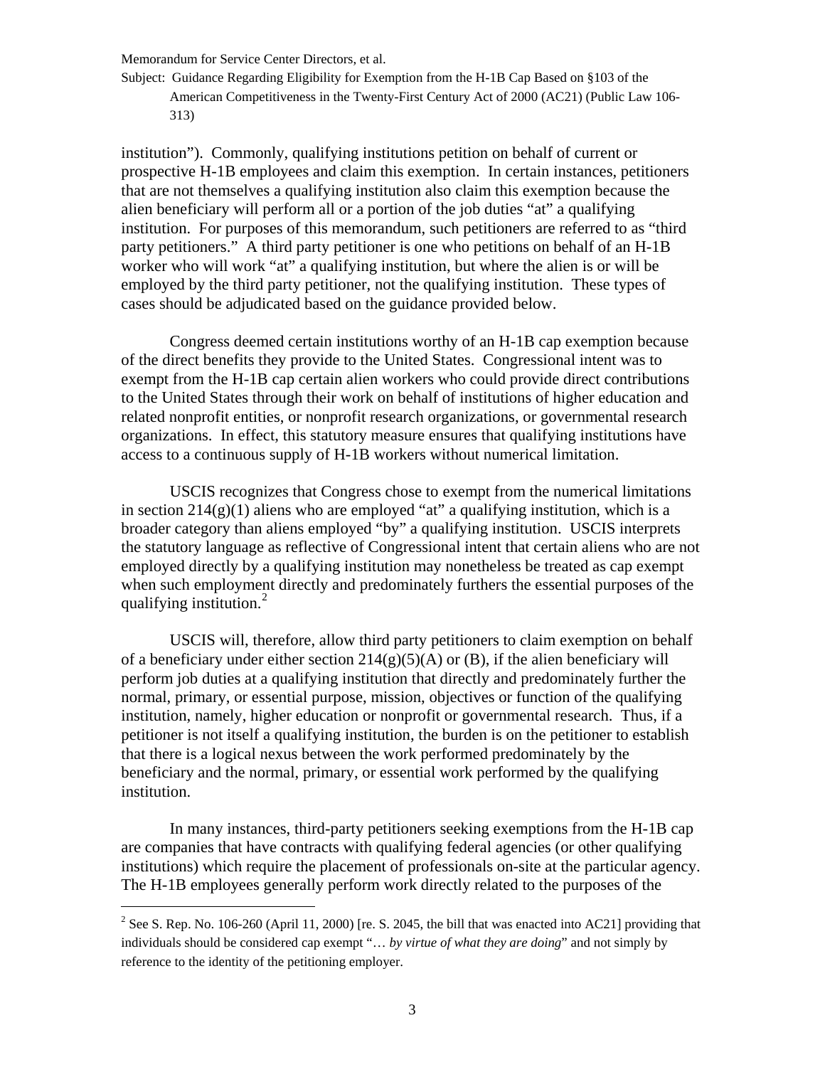institution"). Commonly, qualifying institutions petition on behalf of current or prospective H-1B employees and claim this exemption. In certain instances, petitioners that are not themselves a qualifying institution also claim this exemption because the alien beneficiary will perform all or a portion of the job duties "at" a qualifying institution. For purposes of this memorandum, such petitioners are referred to as "third party petitioners." A third party petitioner is one who petitions on behalf of an H-1B worker who will work "at" a qualifying institution, but where the alien is or will be employed by the third party petitioner, not the qualifying institution. These types of cases should be adjudicated based on the guidance provided below.

Congress deemed certain institutions worthy of an H-1B cap exemption because of the direct benefits they provide to the United States. Congressional intent was to exempt from the H-1B cap certain alien workers who could provide direct contributions to the United States through their work on behalf of institutions of higher education and related nonprofit entities, or nonprofit research organizations, or governmental research organizations. In effect, this statutory measure ensures that qualifying institutions have access to a continuous supply of H-1B workers without numerical limitation.

USCIS recognizes that Congress chose to exempt from the numerical limitations in section 214(g)(1) aliens who are employed "at" a qualifying institution, which is a broader category than aliens employed "by" a qualifying institution. USCIS interprets the statutory language as reflective of Congressional intent that certain aliens who are not employed directly by a qualifying institution may nonetheless be treated as cap exempt when such employment directly and predominately furthers the essential purposes of the qualifying institution.[2]

USCIS will, therefore, allow third party petitioners to claim exemption on behalf of a beneficiary under either section 214(g)(5)(A) or (B), if the alien beneficiary will perform job duties at a qualifying institution that directly and predominately further the normal, primary, or essential purpose, mission, objectives or function of the qualifying institution, namely, higher education or nonprofit or governmental research. Thus, if a petitioner is not itself a qualifying institution, the burden is on the petitioner to establish that there is a logical nexus between the work performed predominately by the beneficiary and the normal, primary, or essential work performed by the qualifying institution.

In many instances, third-party petitioners seeking exemptions from the H-1B cap are companies that have contracts with qualifying federal agencies (or other qualifying institutions) which require the placement of professionals on-site at the particular agency. The H-1B employees generally perform work directly related to the purposes of the

---

[2] See S. Rep. No. 106-260 (April 11, 2000) [re. S. 2045, the bill that was enacted into AC21] providing that individuals should be considered cap exempt "… *by virtue of what they are doing*" and not simply by reference to the identity of the petitioning employer.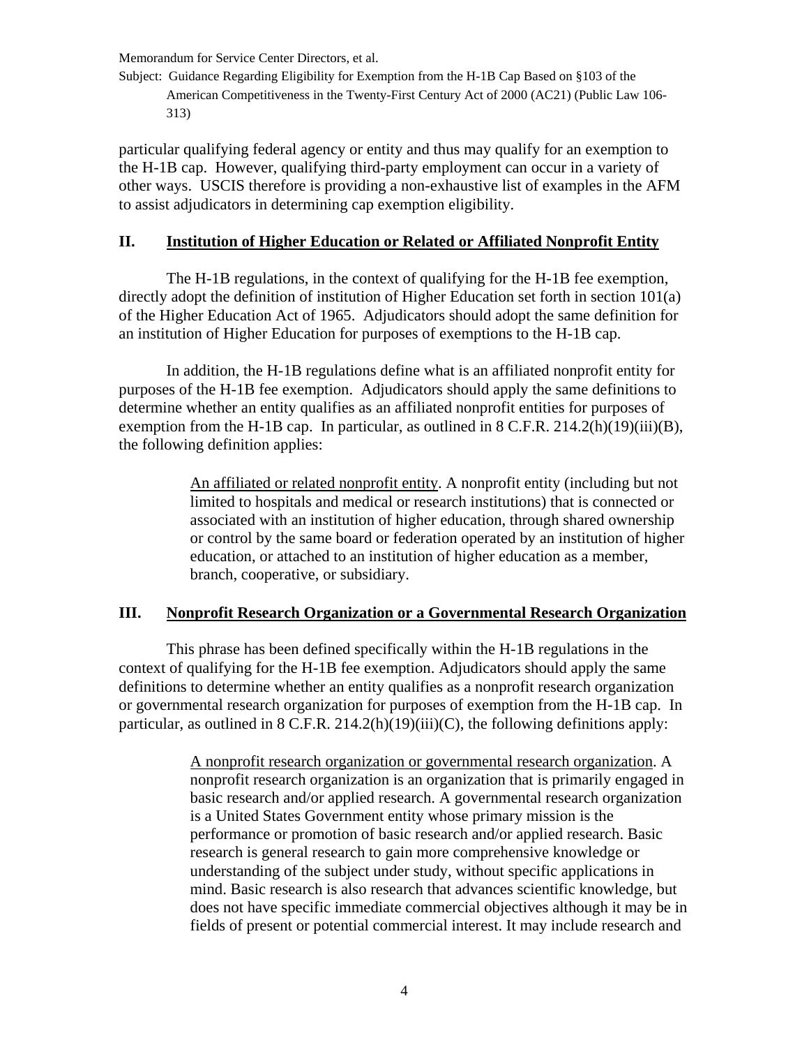particular qualifying federal agency or entity and thus may qualify for an exemption to the H-1B cap. However, qualifying third-party employment can occur in a variety of other ways. USCIS therefore is providing a non-exhaustive list of examples in the AFM to assist adjudicators in determining cap exemption eligibility.

## II. Institution of Higher Education or Related or Affiliated Nonprofit Entity

The H-1B regulations, in the context of qualifying for the H-1B fee exemption, directly adopt the definition of institution of Higher Education set forth in section 101(a) of the Higher Education Act of 1965. Adjudicators should adopt the same definition for an institution of Higher Education for purposes of exemptions to the H-1B cap.

In addition, the H-1B regulations define what is an affiliated nonprofit entity for purposes of the H-1B fee exemption. Adjudicators should apply the same definitions to determine whether an entity qualifies as an affiliated nonprofit entities for purposes of exemption from the H-1B cap. In particular, as outlined in 8 C.F.R. 214.2(h)(19)(iii)(B), the following definition applies:

> An affiliated or related nonprofit entity. A nonprofit entity (including but not limited to hospitals and medical or research institutions) that is connected or associated with an institution of higher education, through shared ownership or control by the same board or federation operated by an institution of higher education, or attached to an institution of higher education as a member, branch, cooperative, or subsidiary.

## III. Nonprofit Research Organization or a Governmental Research Organization

This phrase has been defined specifically within the H-1B regulations in the context of qualifying for the H-1B fee exemption. Adjudicators should apply the same definitions to determine whether an entity qualifies as a nonprofit research organization or governmental research organization for purposes of exemption from the H-1B cap. In particular, as outlined in 8 C.F.R. 214.2(h)(19)(iii)(C), the following definitions apply:

> A nonprofit research organization or governmental research organization. A nonprofit research organization is an organization that is primarily engaged in basic research and/or applied research. A governmental research organization is a United States Government entity whose primary mission is the performance or promotion of basic research and/or applied research. Basic research is general research to gain more comprehensive knowledge or understanding of the subject under study, without specific applications in mind. Basic research is also research that advances scientific knowledge, but does not have specific immediate commercial objectives although it may be in fields of present or potential commercial interest. It may include research and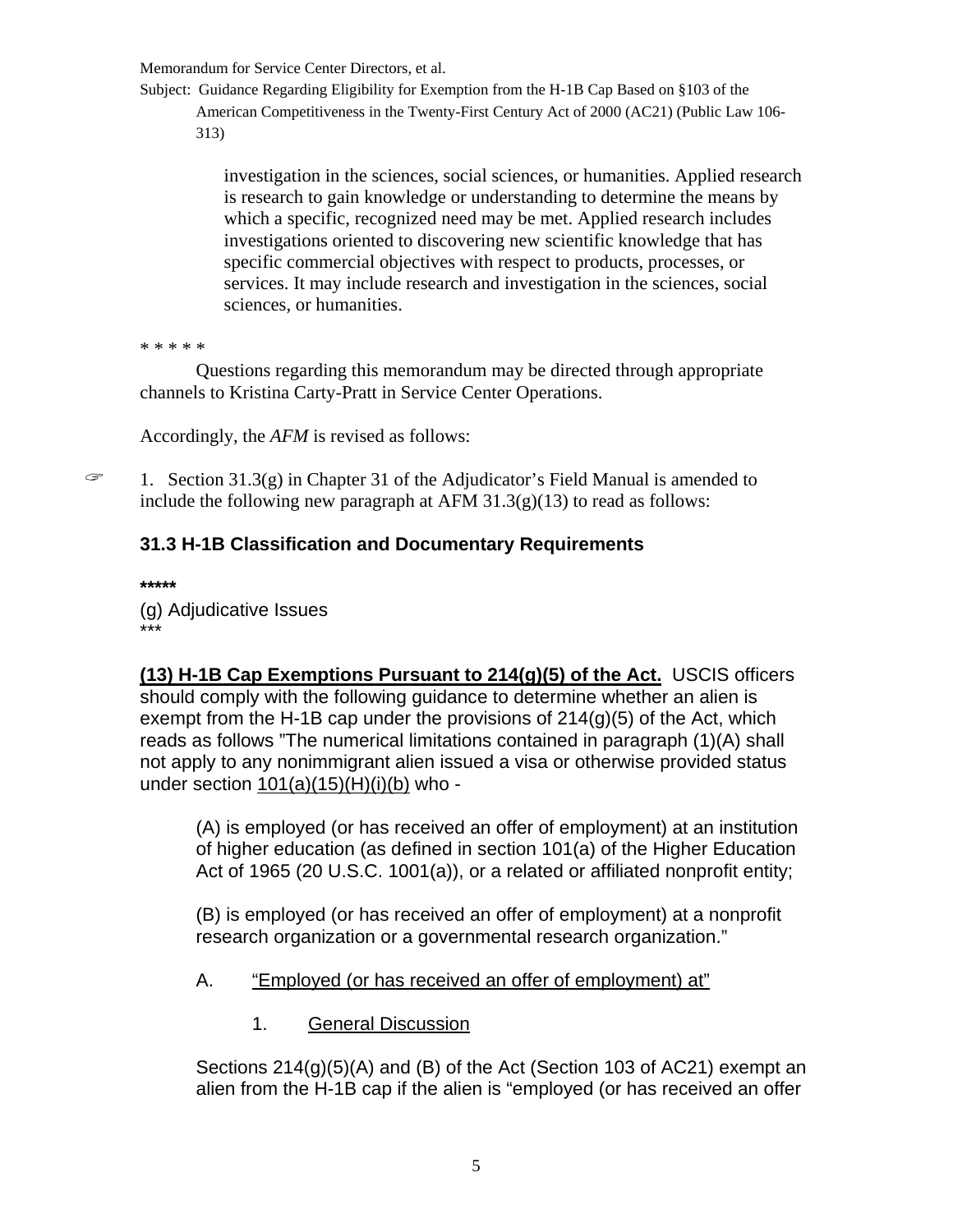investigation in the sciences, social sciences, or humanities. Applied research is research to gain knowledge or understanding to determine the means by which a specific, recognized need may be met. Applied research includes investigations oriented to discovering new scientific knowledge that has specific commercial objectives with respect to products, processes, or services. It may include research and investigation in the sciences, social sciences, or humanities.

* * * * *

Questions regarding this memorandum may be directed through appropriate channels to Kristina Carty-Pratt in Service Center Operations.

Accordingly, the *AFM* is revised as follows:

☞ 1. Section 31.3(g) in Chapter 31 of the Adjudicator's Field Manual is amended to include the following new paragraph at AFM 31.3(g)(13) to read as follows:

### 31.3 H-1B Classification and Documentary Requirements

**\*\*\*\*\***

(g) Adjudicative Issues
***

**(13) H-1B Cap Exemptions Pursuant to 214(g)(5) of the Act.** USCIS officers should comply with the following guidance to determine whether an alien is exempt from the H-1B cap under the provisions of 214(g)(5) of the Act, which reads as follows "The numerical limitations contained in paragraph (1)(A) shall not apply to any nonimmigrant alien issued a visa or otherwise provided status under section 101(a)(15)(H)(i)(b) who -

> (A) is employed (or has received an offer of employment) at an institution of higher education (as defined in section 101(a) of the Higher Education Act of 1965 (20 U.S.C. 1001(a)), or a related or affiliated nonprofit entity;
>
> (B) is employed (or has received an offer of employment) at a nonprofit research organization or a governmental research organization."

A. "Employed (or has received an offer of employment) at"

1. General Discussion

Sections 214(g)(5)(A) and (B) of the Act (Section 103 of AC21) exempt an alien from the H-1B cap if the alien is "employed (or has received an offer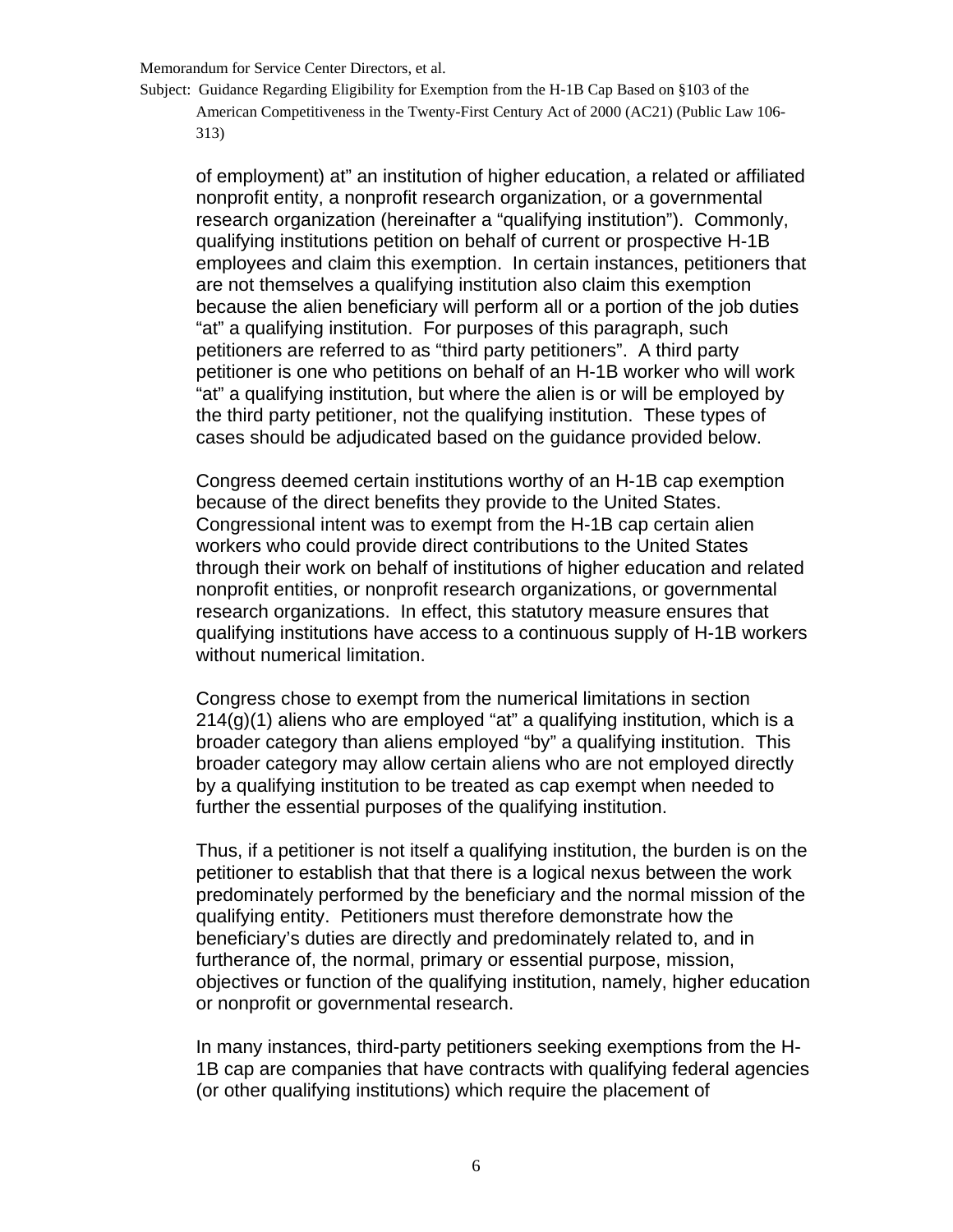of employment) at" an institution of higher education, a related or affiliated nonprofit entity, a nonprofit research organization, or a governmental research organization (hereinafter a "qualifying institution"). Commonly, qualifying institutions petition on behalf of current or prospective H-1B employees and claim this exemption. In certain instances, petitioners that are not themselves a qualifying institution also claim this exemption because the alien beneficiary will perform all or a portion of the job duties "at" a qualifying institution. For purposes of this paragraph, such petitioners are referred to as "third party petitioners". A third party petitioner is one who petitions on behalf of an H-1B worker who will work "at" a qualifying institution, but where the alien is or will be employed by the third party petitioner, not the qualifying institution. These types of cases should be adjudicated based on the guidance provided below.

Congress deemed certain institutions worthy of an H-1B cap exemption because of the direct benefits they provide to the United States. Congressional intent was to exempt from the H-1B cap certain alien workers who could provide direct contributions to the United States through their work on behalf of institutions of higher education and related nonprofit entities, or nonprofit research organizations, or governmental research organizations. In effect, this statutory measure ensures that qualifying institutions have access to a continuous supply of H-1B workers without numerical limitation.

Congress chose to exempt from the numerical limitations in section 214(g)(1) aliens who are employed "at" a qualifying institution, which is a broader category than aliens employed "by" a qualifying institution. This broader category may allow certain aliens who are not employed directly by a qualifying institution to be treated as cap exempt when needed to further the essential purposes of the qualifying institution.

Thus, if a petitioner is not itself a qualifying institution, the burden is on the petitioner to establish that that there is a logical nexus between the work predominately performed by the beneficiary and the normal mission of the qualifying entity. Petitioners must therefore demonstrate how the beneficiary's duties are directly and predominately related to, and in furtherance of, the normal, primary or essential purpose, mission, objectives or function of the qualifying institution, namely, higher education or nonprofit or governmental research.

In many instances, third-party petitioners seeking exemptions from the H-1B cap are companies that have contracts with qualifying federal agencies (or other qualifying institutions) which require the placement of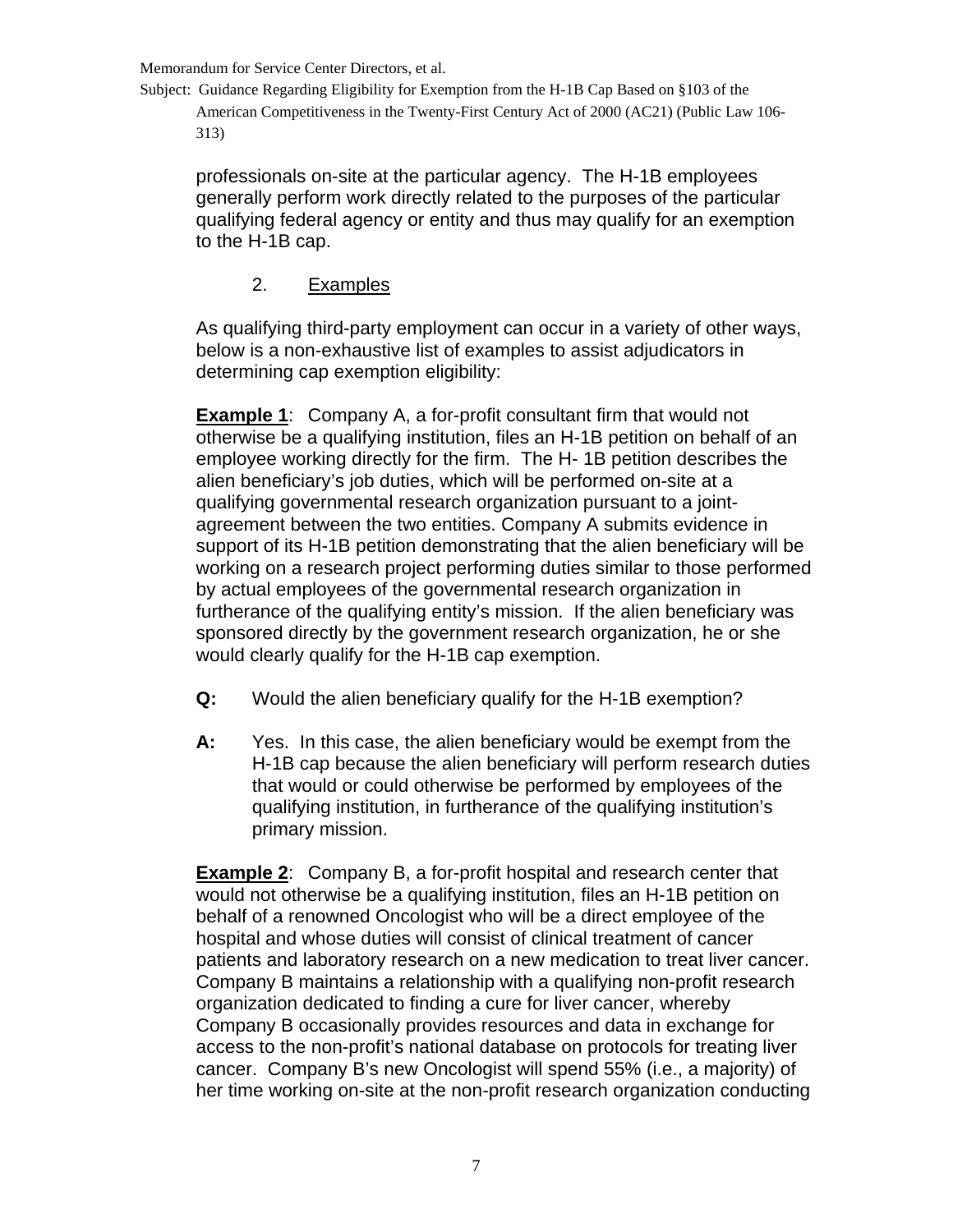professionals on-site at the particular agency. The H-1B employees generally perform work directly related to the purposes of the particular qualifying federal agency or entity and thus may qualify for an exemption to the H-1B cap.

### 2. Examples

As qualifying third-party employment can occur in a variety of other ways, below is a non-exhaustive list of examples to assist adjudicators in determining cap exemption eligibility:

**Example 1**: Company A, a for-profit consultant firm that would not otherwise be a qualifying institution, files an H-1B petition on behalf of an employee working directly for the firm. The H- 1B petition describes the alien beneficiary's job duties, which will be performed on-site at a qualifying governmental research organization pursuant to a joint-agreement between the two entities. Company A submits evidence in support of its H-1B petition demonstrating that the alien beneficiary will be working on a research project performing duties similar to those performed by actual employees of the governmental research organization in furtherance of the qualifying entity's mission. If the alien beneficiary was sponsored directly by the government research organization, he or she would clearly qualify for the H-1B cap exemption.

**Q:** Would the alien beneficiary qualify for the H-1B exemption?

**A:** Yes. In this case, the alien beneficiary would be exempt from the H-1B cap because the alien beneficiary will perform research duties that would or could otherwise be performed by employees of the qualifying institution, in furtherance of the qualifying institution's primary mission.

**Example 2**: Company B, a for-profit hospital and research center that would not otherwise be a qualifying institution, files an H-1B petition on behalf of a renowned Oncologist who will be a direct employee of the hospital and whose duties will consist of clinical treatment of cancer patients and laboratory research on a new medication to treat liver cancer. Company B maintains a relationship with a qualifying non-profit research organization dedicated to finding a cure for liver cancer, whereby Company B occasionally provides resources and data in exchange for access to the non-profit's national database on protocols for treating liver cancer. Company B's new Oncologist will spend 55% (i.e., a majority) of her time working on-site at the non-profit research organization conducting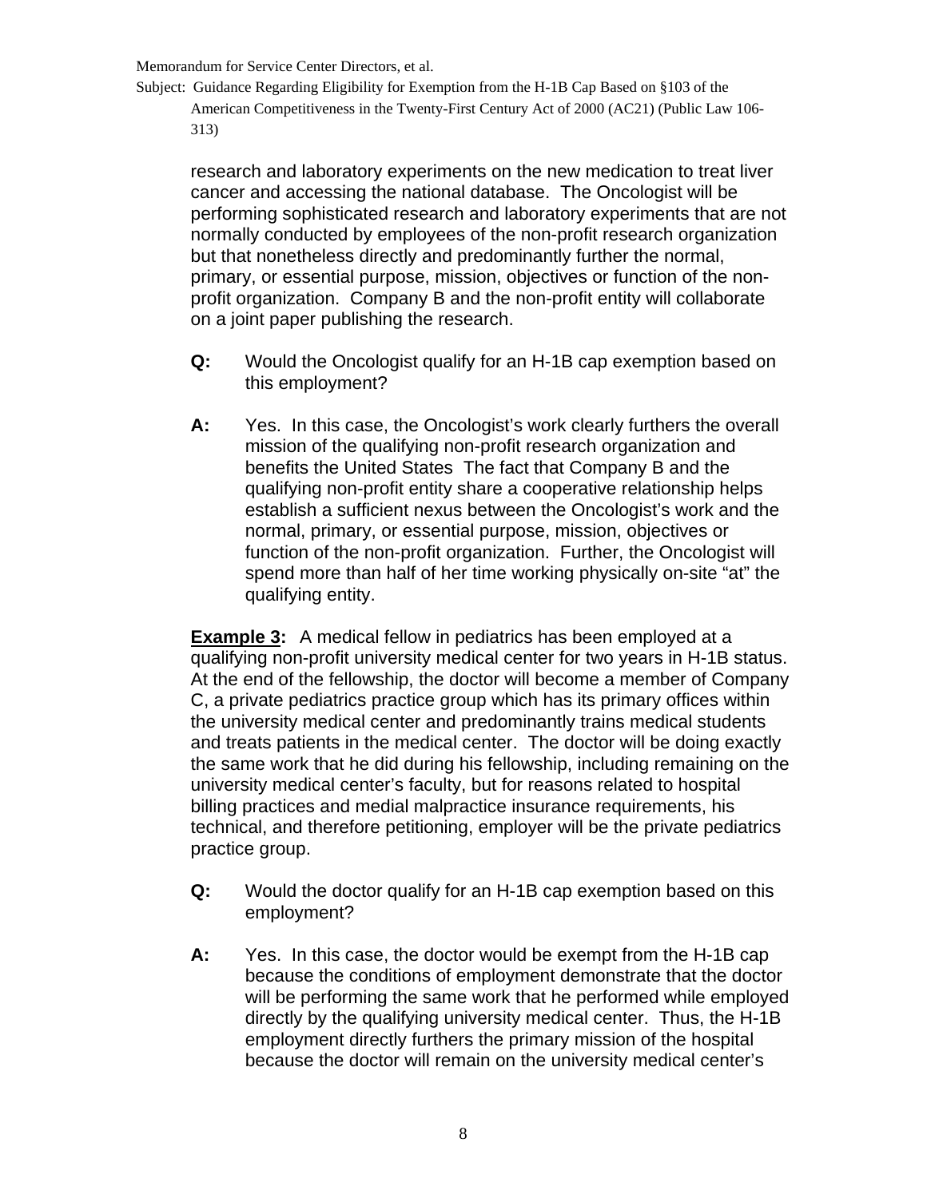research and laboratory experiments on the new medication to treat liver cancer and accessing the national database. The Oncologist will be performing sophisticated research and laboratory experiments that are not normally conducted by employees of the non-profit research organization but that nonetheless directly and predominantly further the normal, primary, or essential purpose, mission, objectives or function of the non-profit organization. Company B and the non-profit entity will collaborate on a joint paper publishing the research.

**Q:** Would the Oncologist qualify for an H-1B cap exemption based on this employment?

**A:** Yes. In this case, the Oncologist's work clearly furthers the overall mission of the qualifying non-profit research organization and benefits the United States The fact that Company B and the qualifying non-profit entity share a cooperative relationship helps establish a sufficient nexus between the Oncologist's work and the normal, primary, or essential purpose, mission, objectives or function of the non-profit organization. Further, the Oncologist will spend more than half of her time working physically on-site "at" the qualifying entity.

**<u>Example 3</u>:** A medical fellow in pediatrics has been employed at a qualifying non-profit university medical center for two years in H-1B status. At the end of the fellowship, the doctor will become a member of Company C, a private pediatrics practice group which has its primary offices within the university medical center and predominantly trains medical students and treats patients in the medical center. The doctor will be doing exactly the same work that he did during his fellowship, including remaining on the university medical center's faculty, but for reasons related to hospital billing practices and medial malpractice insurance requirements, his technical, and therefore petitioning, employer will be the private pediatrics practice group.

**Q:** Would the doctor qualify for an H-1B cap exemption based on this employment?

**A:** Yes. In this case, the doctor would be exempt from the H-1B cap because the conditions of employment demonstrate that the doctor will be performing the same work that he performed while employed directly by the qualifying university medical center. Thus, the H-1B employment directly furthers the primary mission of the hospital because the doctor will remain on the university medical center's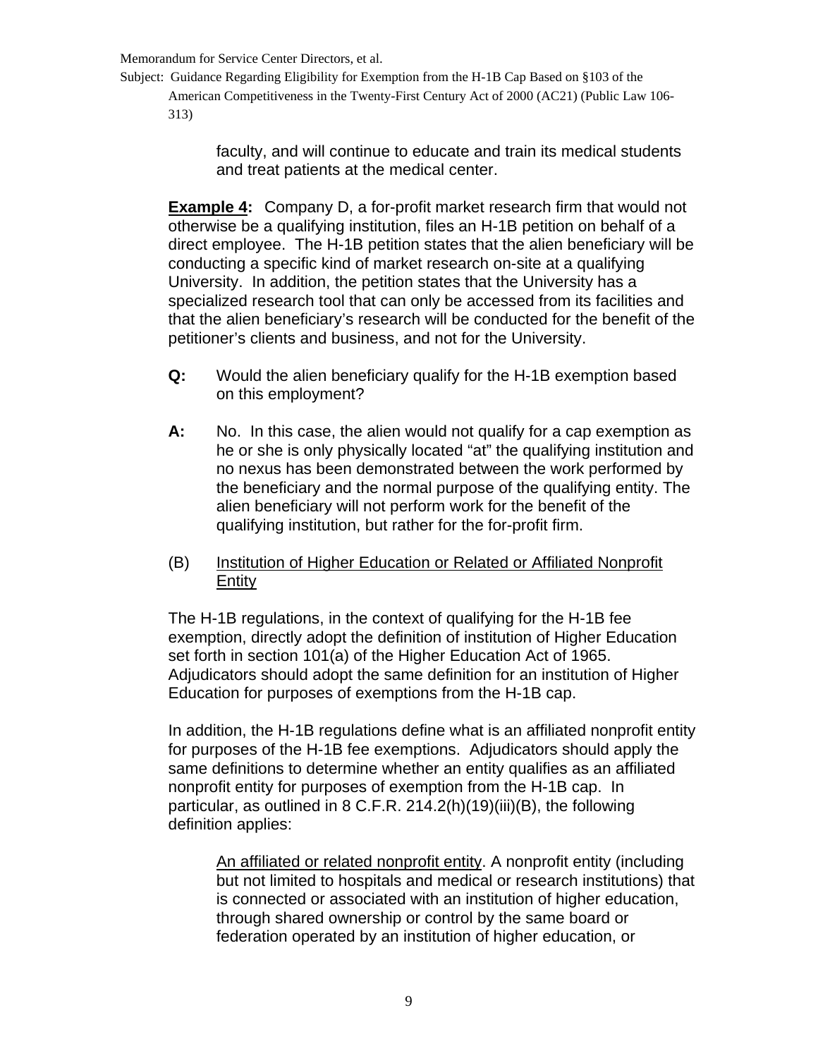faculty, and will continue to educate and train its medical students and treat patients at the medical center.

**Example 4:** Company D, a for-profit market research firm that would not otherwise be a qualifying institution, files an H-1B petition on behalf of a direct employee. The H-1B petition states that the alien beneficiary will be conducting a specific kind of market research on-site at a qualifying University. In addition, the petition states that the University has a specialized research tool that can only be accessed from its facilities and that the alien beneficiary's research will be conducted for the benefit of the petitioner's clients and business, and not for the University.

**Q:** Would the alien beneficiary qualify for the H-1B exemption based on this employment?

**A:** No. In this case, the alien would not qualify for a cap exemption as he or she is only physically located "at" the qualifying institution and no nexus has been demonstrated between the work performed by the beneficiary and the normal purpose of the qualifying entity. The alien beneficiary will not perform work for the benefit of the qualifying institution, but rather for the for-profit firm.

(B) Institution of Higher Education or Related or Affiliated Nonprofit Entity

The H-1B regulations, in the context of qualifying for the H-1B fee exemption, directly adopt the definition of institution of Higher Education set forth in section 101(a) of the Higher Education Act of 1965. Adjudicators should adopt the same definition for an institution of Higher Education for purposes of exemptions from the H-1B cap.

In addition, the H-1B regulations define what is an affiliated nonprofit entity for purposes of the H-1B fee exemptions. Adjudicators should apply the same definitions to determine whether an entity qualifies as an affiliated nonprofit entity for purposes of exemption from the H-1B cap. In particular, as outlined in 8 C.F.R. 214.2(h)(19)(iii)(B), the following definition applies:

> An affiliated or related nonprofit entity. A nonprofit entity (including but not limited to hospitals and medical or research institutions) that is connected or associated with an institution of higher education, through shared ownership or control by the same board or federation operated by an institution of higher education, or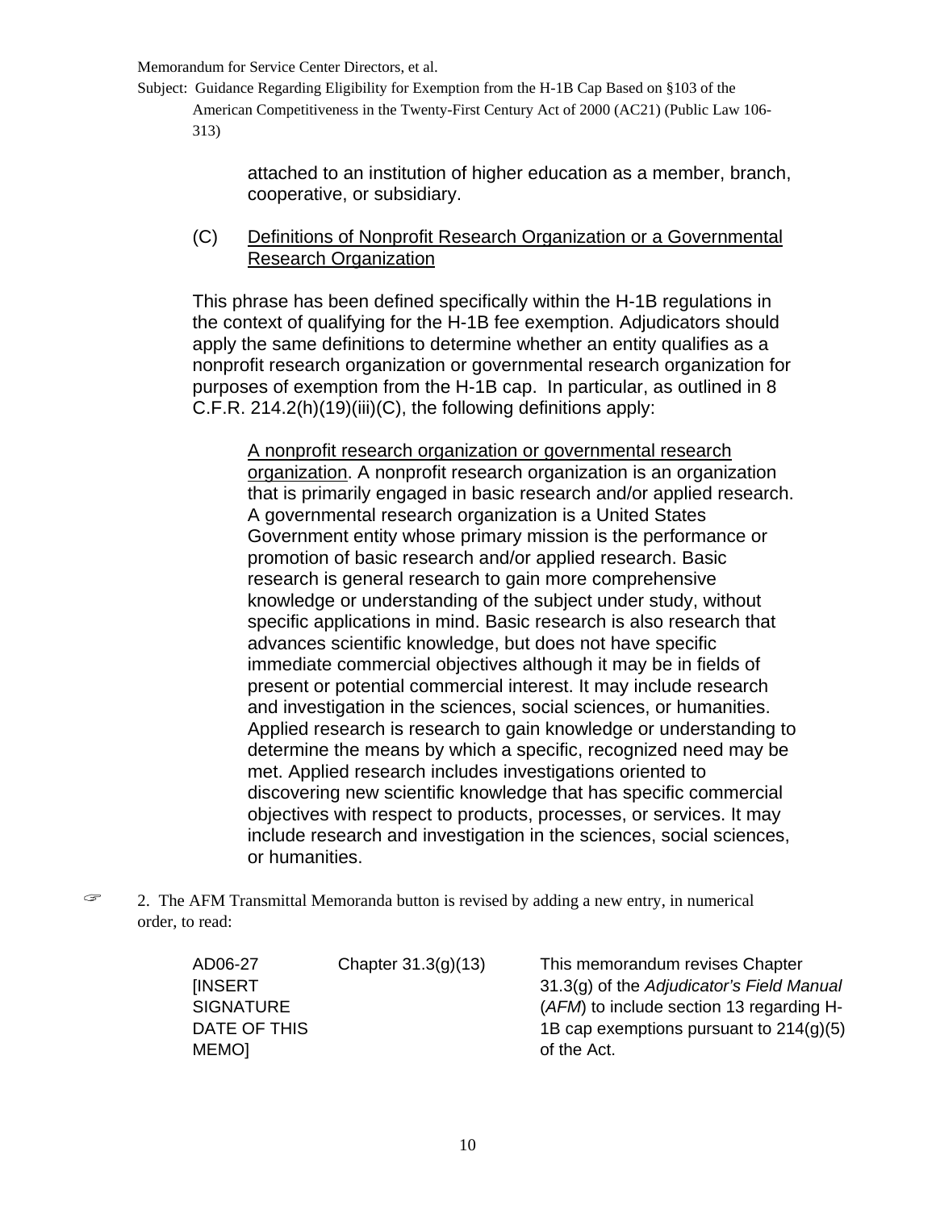attached to an institution of higher education as a member, branch, cooperative, or subsidiary.

(C) Definitions of Nonprofit Research Organization or a Governmental Research Organization

This phrase has been defined specifically within the H-1B regulations in the context of qualifying for the H-1B fee exemption. Adjudicators should apply the same definitions to determine whether an entity qualifies as a nonprofit research organization or governmental research organization for purposes of exemption from the H-1B cap. In particular, as outlined in 8 C.F.R. 214.2(h)(19)(iii)(C), the following definitions apply:

A nonprofit research organization or governmental research organization. A nonprofit research organization is an organization that is primarily engaged in basic research and/or applied research. A governmental research organization is a United States Government entity whose primary mission is the performance or promotion of basic research and/or applied research. Basic research is general research to gain more comprehensive knowledge or understanding of the subject under study, without specific applications in mind. Basic research is also research that advances scientific knowledge, but does not have specific immediate commercial objectives although it may be in fields of present or potential commercial interest. It may include research and investigation in the sciences, social sciences, or humanities. Applied research is research to gain knowledge or understanding to determine the means by which a specific, recognized need may be met. Applied research includes investigations oriented to discovering new scientific knowledge that has specific commercial objectives with respect to products, processes, or services. It may include research and investigation in the sciences, social sciences, or humanities.

☞ 2. The AFM Transmittal Memoranda button is revised by adding a new entry, in numerical order, to read:

| | | |
|---|---|---|
| AD06-27 [INSERT SIGNATURE DATE OF THIS MEMO] | Chapter 31.3(g)(13) | This memorandum revises Chapter 31.3(g) of the *Adjudicator's Field Manual* (*AFM*) to include section 13 regarding H-1B cap exemptions pursuant to 214(g)(5) of the Act. |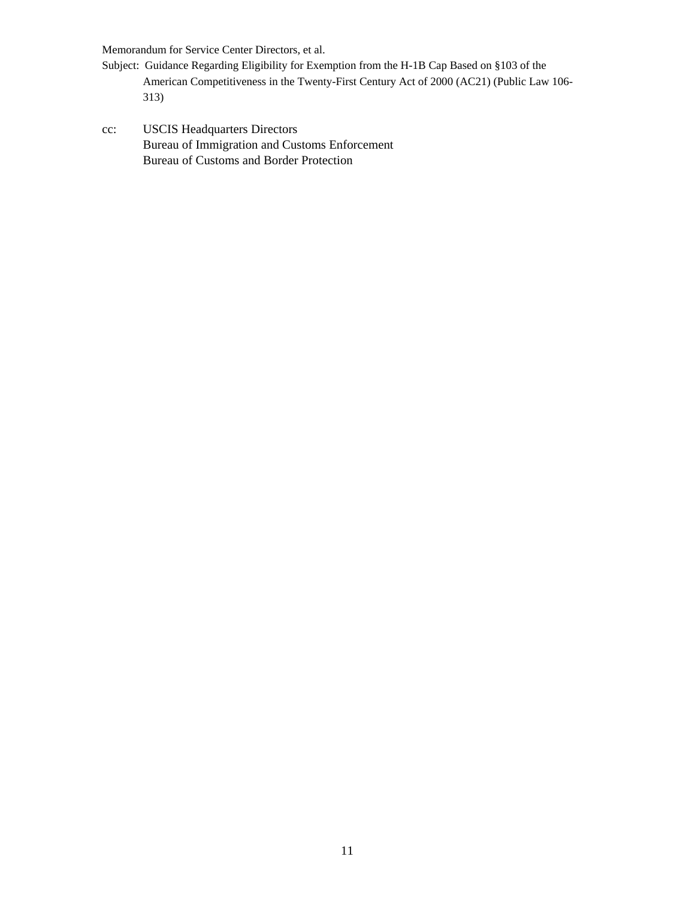Memorandum for Service Center Directors, et al.

Subject: Guidance Regarding Eligibility for Exemption from the H-1B Cap Based on §103 of the American Competitiveness in the Twenty-First Century Act of 2000 (AC21) (Public Law 106-313)

cc: USCIS Headquarters Directors
Bureau of Immigration and Customs Enforcement
Bureau of Customs and Border Protection